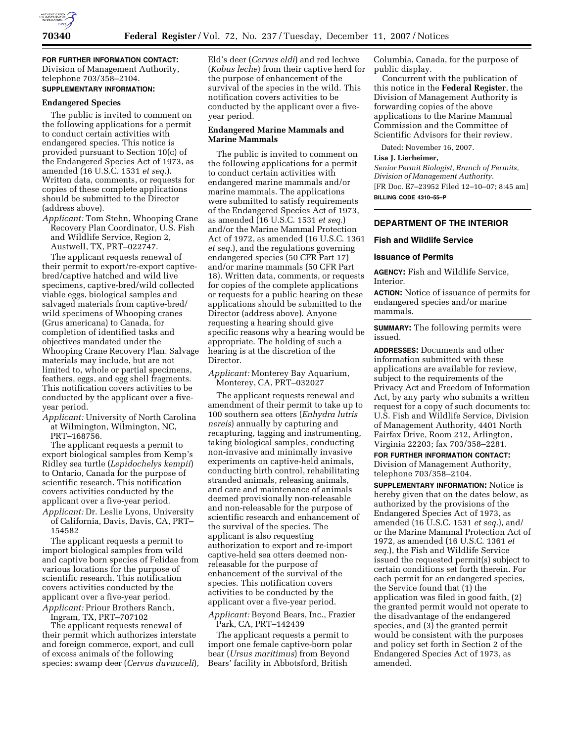**FOR FURTHER INFORMATION CONTACT:** Division of Management Authority, telephone 703/358–2104.

**SUPPLEMENTARY INFORMATION:**

### Endangered Species

The public is invited to comment on the following applications for a permit to conduct certain activities with endangered species. This notice is provided pursuant to Section 10(c) of the Endangered Species Act of 1973, as amended (16 U.S.C. 1531 *et seq.*). Written data, comments, or requests for copies of these complete applications should be submitted to the Director (address above).

*Applicant:* Tom Stehn, Whooping Crane Recovery Plan Coordinator, U.S. Fish and Wildlife Service, Region 2, Austwell, TX, PRT–022747.

The applicant requests renewal of their permit to export/re-export captive-bred/captive hatched and wild live specimens, captive-bred/wild collected viable eggs, biological samples and salvaged materials from captive-bred/wild specimens of Whooping cranes (Grus americana) to Canada, for completion of identified tasks and objectives mandated under the Whooping Crane Recovery Plan. Salvage materials may include, but are not limited to, whole or partial specimens, feathers, eggs, and egg shell fragments. This notification covers activities to be conducted by the applicant over a five-year period.

*Applicant:* University of North Carolina at Wilmington, Wilmington, NC, PRT–168756.

The applicant requests a permit to export biological samples from Kemp's Ridley sea turtle (*Lepidochelys kempii*) to Ontario, Canada for the purpose of scientific research. This notification covers activities conducted by the applicant over a five-year period.

*Applicant:* Dr. Leslie Lyons, University of California, Davis, Davis, CA, PRT–154582

The applicant requests a permit to import biological samples from wild and captive born species of Felidae from various locations for the purpose of scientific research. This notification covers activities conducted by the applicant over a five-year period.

*Applicant:* Priour Brothers Ranch, Ingram, TX, PRT–707102

The applicant requests renewal of their permit which authorizes interstate and foreign commerce, export, and cull of excess animals of the following species: swamp deer (*Cervus duvauceli*), Eld's deer (*Cervus eldi*) and red lechwe (*Kobus leche*) from their captive herd for the purpose of enhancement of the survival of the species in the wild. This notification covers activities to be conducted by the applicant over a five-year period.

### Endangered Marine Mammals and Marine Mammals

The public is invited to comment on the following applications for a permit to conduct certain activities with endangered marine mammals and/or marine mammals. The applications were submitted to satisfy requirements of the Endangered Species Act of 1973, as amended (16 U.S.C. 1531 *et seq.*) and/or the Marine Mammal Protection Act of 1972, as amended (16 U.S.C. 1361 *et seq.*), and the regulations governing endangered species (50 CFR Part 17) and/or marine mammals (50 CFR Part 18). Written data, comments, or requests for copies of the complete applications or requests for a public hearing on these applications should be submitted to the Director (address above). Anyone requesting a hearing should give specific reasons why a hearing would be appropriate. The holding of such a hearing is at the discretion of the Director.

*Applicant:* Monterey Bay Aquarium, Monterey, CA, PRT–032027

The applicant requests renewal and amendment of their permit to take up to 100 southern sea otters (*Enhydra lutris nereis*) annually by capturing and recapturing, tagging and instrumenting, taking biological samples, conducting non-invasive and minimally invasive experiments on captive-held animals, conducting birth control, rehabilitating stranded animals, releasing animals, and care and maintenance of animals deemed provisionally non-releasable and non-releasable for the purpose of scientific research and enhancement of the survival of the species. The applicant is also requesting authorization to export and re-import captive-held sea otters deemed non-releasable for the purpose of enhancement of the survival of the species. This notification covers activities to be conducted by the applicant over a five-year period.

*Applicant:* Beyond Bears, Inc., Frazier Park, CA, PRT–142439

The applicant requests a permit to import one female captive-born polar bear (*Ursus maritimus*) from Beyond Bears' facility in Abbotsford, British Columbia, Canada, for the purpose of public display.

Concurrent with the publication of this notice in the **Federal Register**, the Division of Management Authority is forwarding copies of the above applications to the Marine Mammal Commission and the Committee of Scientific Advisors for their review.

Dated: November 16, 2007.

**Lisa J. Lierheimer,**

*Senior Permit Biologist, Branch of Permits, Division of Management Authority.*

[FR Doc. E7–23952 Filed 12–10–07; 8:45 am]

**BILLING CODE 4310–55–P**

---

## DEPARTMENT OF THE INTERIOR

### Fish and Wildlife Service

### Issuance of Permits

**AGENCY:** Fish and Wildlife Service, Interior.

**ACTION:** Notice of issuance of permits for endangered species and/or marine mammals.

**SUMMARY:** The following permits were issued.

**ADDRESSES:** Documents and other information submitted with these applications are available for review, subject to the requirements of the Privacy Act and Freedom of Information Act, by any party who submits a written request for a copy of such documents to: U.S. Fish and Wildlife Service, Division of Management Authority, 4401 North Fairfax Drive, Room 212, Arlington, Virginia 22203; fax 703/358–2281.

**FOR FURTHER INFORMATION CONTACT:** Division of Management Authority, telephone 703/358–2104.

**SUPPLEMENTARY INFORMATION:** Notice is hereby given that on the dates below, as authorized by the provisions of the Endangered Species Act of 1973, as amended (16 U.S.C. 1531 *et seq.*), and/or the Marine Mammal Protection Act of 1972, as amended (16 U.S.C. 1361 *et seq.*), the Fish and Wildlife Service issued the requested permit(s) subject to certain conditions set forth therein. For each permit for an endangered species, the Service found that (1) the application was filed in good faith, (2) the granted permit would not operate to the disadvantage of the endangered species, and (3) the granted permit would be consistent with the purposes and policy set forth in Section 2 of the Endangered Species Act of 1973, as amended.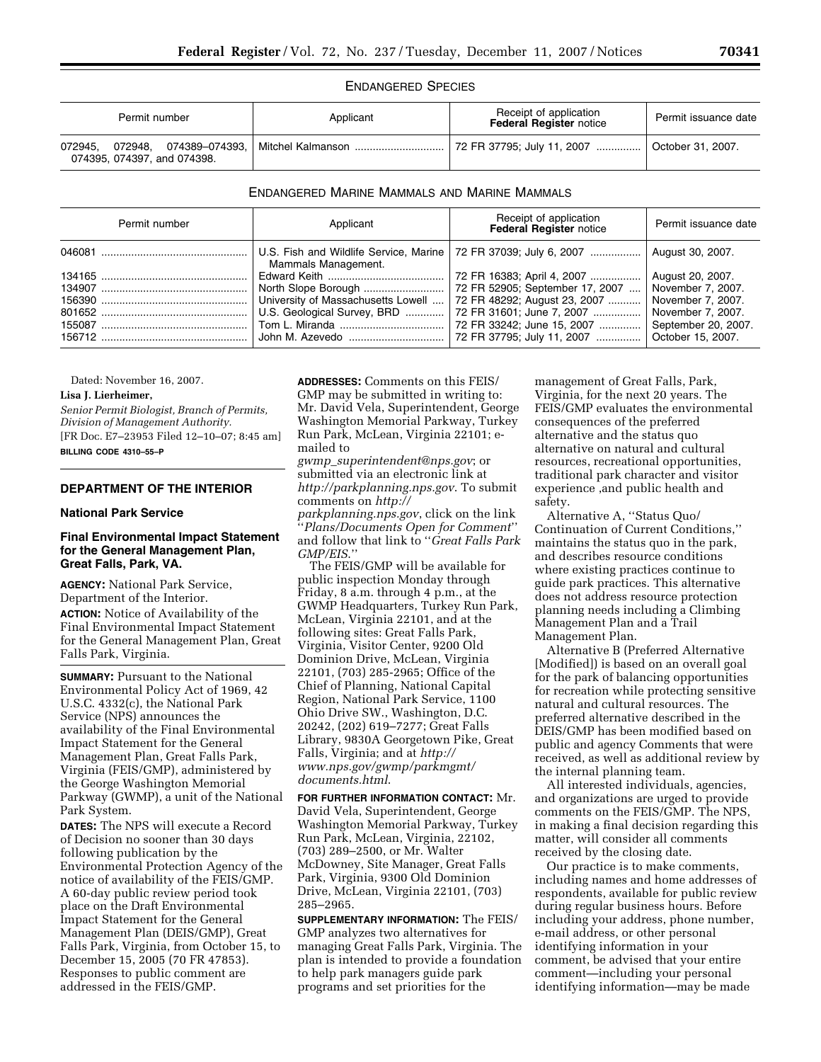## ENDANGERED SPECIES

| Permit number | Applicant | Receipt of application Federal Register notice | Permit issuance date |
|---|---|---|---|
| 072945, 072948, 074389–074393, 074395, 074397, and 074398. | Mitchel Kalmanson | 72 FR 37795; July 11, 2007 | October 31, 2007. |

## ENDANGERED MARINE MAMMALS AND MARINE MAMMALS

| Permit number | Applicant | Receipt of application Federal Register notice | Permit issuance date |
|---|---|---|---|
| 046081 | U.S. Fish and Wildlife Service, Marine Mammals Management. | 72 FR 37039; July 6, 2007 | August 30, 2007. |
| 134165 | Edward Keith | 72 FR 16383; April 4, 2007 | August 20, 2007. |
| 134907 | North Slope Borough | 72 FR 52905; September 17, 2007 | November 7, 2007. |
| 156390 | University of Massachusetts Lowell | 72 FR 48292; August 23, 2007 | November 7, 2007. |
| 801652 | U.S. Geological Survey, BRD | 72 FR 31601; June 7, 2007 | November 7, 2007. |
| 155087 | Tom L. Miranda | 72 FR 33242; June 15, 2007 | September 20, 2007. |
| 156712 | John M. Azevedo | 72 FR 37795; July 11, 2007 | October 15, 2007. |

Dated: November 16, 2007.

**Lisa J. Lierheimer,**

*Senior Permit Biologist, Branch of Permits, Division of Management Authority.*

[FR Doc. E7–23953 Filed 12–10–07; 8:45 am]

**BILLING CODE 4310–55–P**

---

## DEPARTMENT OF THE INTERIOR

### National Park Service

### Final Environmental Impact Statement for the General Management Plan, Great Falls, Park, VA.

**AGENCY:** National Park Service, Department of the Interior.

**ACTION:** Notice of Availability of the Final Environmental Impact Statement for the General Management Plan, Great Falls Park, Virginia.

**SUMMARY:** Pursuant to the National Environmental Policy Act of 1969, 42 U.S.C. 4332(c), the National Park Service (NPS) announces the availability of the Final Environmental Impact Statement for the General Management Plan, Great Falls Park, Virginia (FEIS/GMP), administered by the George Washington Memorial Parkway (GWMP), a unit of the National Park System.

**DATES:** The NPS will execute a Record of Decision no sooner than 30 days following publication by the Environmental Protection Agency of the notice of availability of the FEIS/GMP. A 60-day public review period took place on the Draft Environmental Impact Statement for the General Management Plan (DEIS/GMP), Great Falls Park, Virginia, from October 15, to December 15, 2005 (70 FR 47853). Responses to public comment are addressed in the FEIS/GMP.

**ADDRESSES:** Comments on this FEIS/GMP may be submitted in writing to: Mr. David Vela, Superintendent, George Washington Memorial Parkway, Turkey Run Park, McLean, Virginia 22101; e-mailed to *gwmp_superintendent@nps.gov*; or submitted via an electronic link at *http://parkplanning.nps.gov.* To submit comments on *http://parkplanning.nps.gov*, click on the link ''*Plans/Documents Open for Comment*'' and follow that link to ''*Great Falls Park GMP/EIS*.''

The FEIS/GMP will be available for public inspection Monday through Friday, 8 a.m. through 4 p.m., at the GWMP Headquarters, Turkey Run Park, McLean, Virginia 22101, and at the following sites: Great Falls Park, Virginia, Visitor Center, 9200 Old Dominion Drive, McLean, Virginia 22101, (703) 285-2965; Office of the Chief of Planning, National Capital Region, National Park Service, 1100 Ohio Drive SW., Washington, D.C. 20242, (202) 619–7277; Great Falls Library, 9830A Georgetown Pike, Great Falls, Virginia; and at *http://www.nps.gov/gwmp/parkmgmt/documents.html*.

**FOR FURTHER INFORMATION CONTACT:** Mr. David Vela, Superintendent, George Washington Memorial Parkway, Turkey Run Park, McLean, Virginia, 22102, (703) 289–2500, or Mr. Walter McDowney, Site Manager, Great Falls Park, Virginia, 9300 Old Dominion Drive, McLean, Virginia 22101, (703) 285–2965.

**SUPPLEMENTARY INFORMATION:** The FEIS/GMP analyzes two alternatives for managing Great Falls Park, Virginia. The plan is intended to provide a foundation to help park managers guide park programs and set priorities for the management of Great Falls, Park, Virginia, for the next 20 years. The FEIS/GMP evaluates the environmental consequences of the preferred alternative and the status quo alternative on natural and cultural resources, recreational opportunities, traditional park character and visitor experience ,and public health and safety.

Alternative A, ''Status Quo/Continuation of Current Conditions,'' maintains the status quo in the park, and describes resource conditions where existing practices continue to guide park practices. This alternative does not address resource protection planning needs including a Climbing Management Plan and a Trail Management Plan.

Alternative B (Preferred Alternative [Modified]) is based on an overall goal for the park of balancing opportunities for recreation while protecting sensitive natural and cultural resources. The preferred alternative described in the DEIS/GMP has been modified based on public and agency Comments that were received, as well as additional review by the internal planning team.

All interested individuals, agencies, and organizations are urged to provide comments on the FEIS/GMP. The NPS, in making a final decision regarding this matter, will consider all comments received by the closing date.

Our practice is to make comments, including names and home addresses of respondents, available for public review during regular business hours. Before including your address, phone number, e-mail address, or other personal identifying information in your comment, be advised that your entire comment—including your personal identifying information—may be made